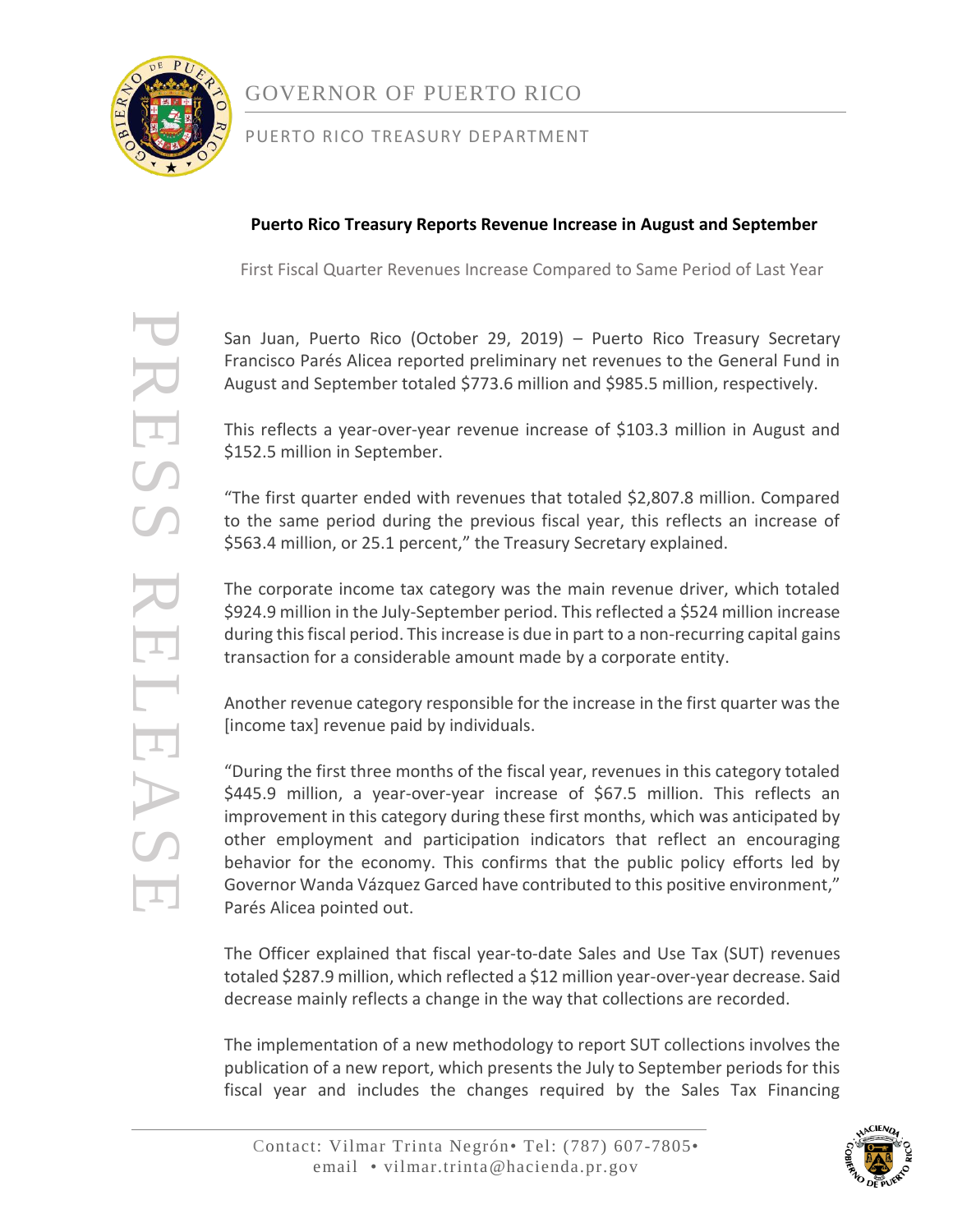GOVERNOR OF PUERTO RICO

PUERTO RICO TREASURY DEPARTMENT

PRESS RELEASE

**Puerto Rico Treasury Reports Revenue Increase in August and September**

First Fiscal Quarter Revenues Increase Compared to Same Period of Last Year

San Juan, Puerto Rico (October 29, 2019) – Puerto Rico Treasury Secretary Francisco Parés Alicea reported preliminary net revenues to the General Fund in August and September totaled $773.6 million and $985.5 million, respectively.

This reflects a year-over-year revenue increase of $103.3 million in August and $152.5 million in September.

"The first quarter ended with revenues that totaled $2,807.8 million. Compared to the same period during the previous fiscal year, this reflects an increase of $563.4 million, or 25.1 percent," the Treasury Secretary explained.

The corporate income tax category was the main revenue driver, which totaled $924.9 million in the July-September period. This reflected a $524 million increase during this fiscal period. This increase is due in part to a non-recurring capital gains transaction for a considerable amount made by a corporate entity.

Another revenue category responsible for the increase in the first quarter was the [income tax] revenue paid by individuals.

"During the first three months of the fiscal year, revenues in this category totaled $445.9 million, a year-over-year increase of $67.5 million. This reflects an improvement in this category during these first months, which was anticipated by other employment and participation indicators that reflect an encouraging behavior for the economy. This confirms that the public policy efforts led by Governor Wanda Vázquez Garced have contributed to this positive environment," Parés Alicea pointed out.

The Officer explained that fiscal year-to-date Sales and Use Tax (SUT) revenues totaled $287.9 million, which reflected a $12 million year-over-year decrease. Said decrease mainly reflects a change in the way that collections are recorded.

The implementation of a new methodology to report SUT collections involves the publication of a new report, which presents the July to September periods for this fiscal year and includes the changes required by the Sales Tax Financing

Contact: Vilmar Trinta Negrón• Tel: (787) 607-7805• email • vilmar.trinta@hacienda.pr.gov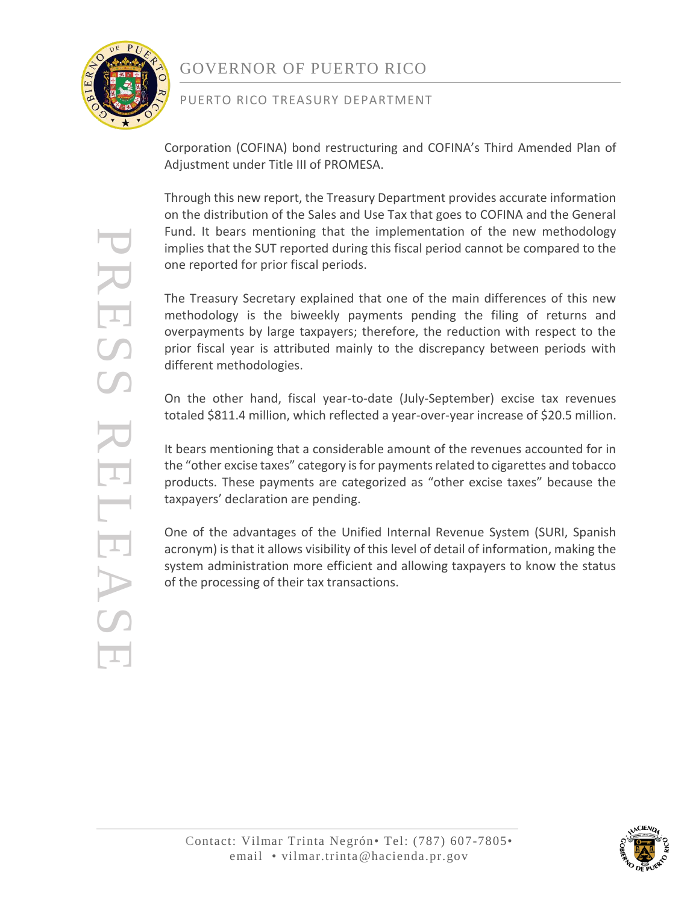Corporation (COFINA) bond restructuring and COFINA's Third Amended Plan of Adjustment under Title III of PROMESA.

Through this new report, the Treasury Department provides accurate information on the distribution of the Sales and Use Tax that goes to COFINA and the General Fund. It bears mentioning that the implementation of the new methodology implies that the SUT reported during this fiscal period cannot be compared to the one reported for prior fiscal periods.

The Treasury Secretary explained that one of the main differences of this new methodology is the biweekly payments pending the filing of returns and overpayments by large taxpayers; therefore, the reduction with respect to the prior fiscal year is attributed mainly to the discrepancy between periods with different methodologies.

On the other hand, fiscal year-to-date (July-September) excise tax revenues totaled $811.4 million, which reflected a year-over-year increase of $20.5 million.

It bears mentioning that a considerable amount of the revenues accounted for in the "other excise taxes" category is for payments related to cigarettes and tobacco products. These payments are categorized as "other excise taxes" because the taxpayers' declaration are pending.

One of the advantages of the Unified Internal Revenue System (SURI, Spanish acronym) is that it allows visibility of this level of detail of information, making the system administration more efficient and allowing taxpayers to know the status of the processing of their tax transactions.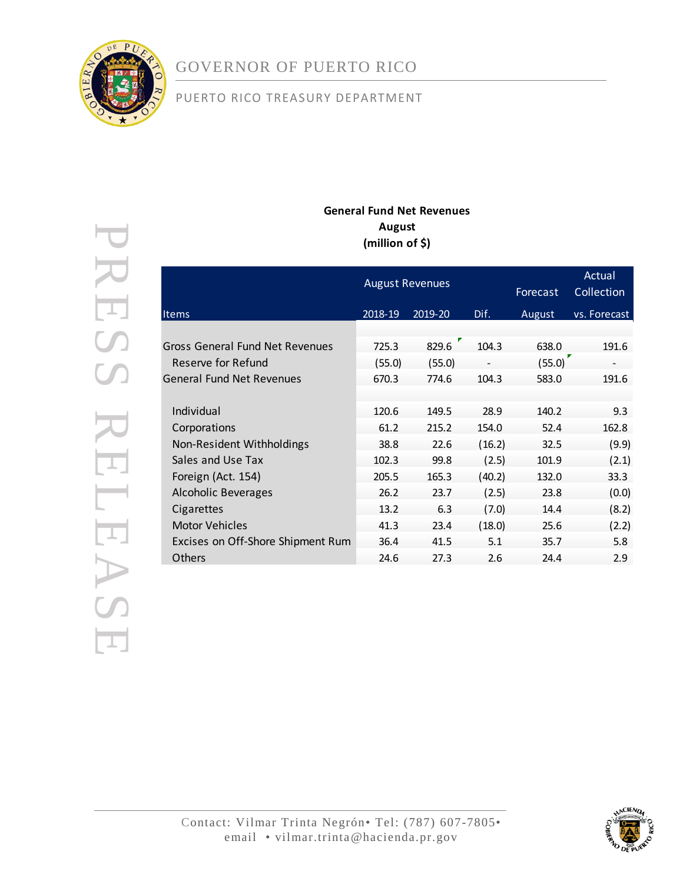GOVERNOR OF PUERTO RICO

PUERTO RICO TREASURY DEPARTMENT

PRESS RELEASE

**General Fund Net Revenues**
**August**
**(million of $)**

| Items | August Revenues 2018-19 | 2019-20 | Dif. | Forecast August | Actual Collection vs. Forecast |
|---|---|---|---|---|---|
| Gross General Fund Net Revenues | 725.3 | 829.6 | 104.3 | 638.0 | 191.6 |
| Reserve for Refund | (55.0) | (55.0) | - | (55.0) | - |
| General Fund Net Revenues | 670.3 | 774.6 | 104.3 | 583.0 | 191.6 |
| | | | | | |
| Individual | 120.6 | 149.5 | 28.9 | 140.2 | 9.3 |
| Corporations | 61.2 | 215.2 | 154.0 | 52.4 | 162.8 |
| Non-Resident Withholdings | 38.8 | 22.6 | (16.2) | 32.5 | (9.9) |
| Sales and Use Tax | 102.3 | 99.8 | (2.5) | 101.9 | (2.1) |
| Foreign (Act. 154) | 205.5 | 165.3 | (40.2) | 132.0 | 33.3 |
| Alcoholic Beverages | 26.2 | 23.7 | (2.5) | 23.8 | (0.0) |
| Cigarettes | 13.2 | 6.3 | (7.0) | 14.4 | (8.2) |
| Motor Vehicles | 41.3 | 23.4 | (18.0) | 25.6 | (2.2) |
| Excises on Off-Shore Shipment Rum | 36.4 | 41.5 | 5.1 | 35.7 | 5.8 |
| Others | 24.6 | 27.3 | 2.6 | 24.4 | 2.9 |

Contact: Vilmar Trinta Negrón• Tel: (787) 607-7805• email • vilmar.trinta@hacienda.pr.gov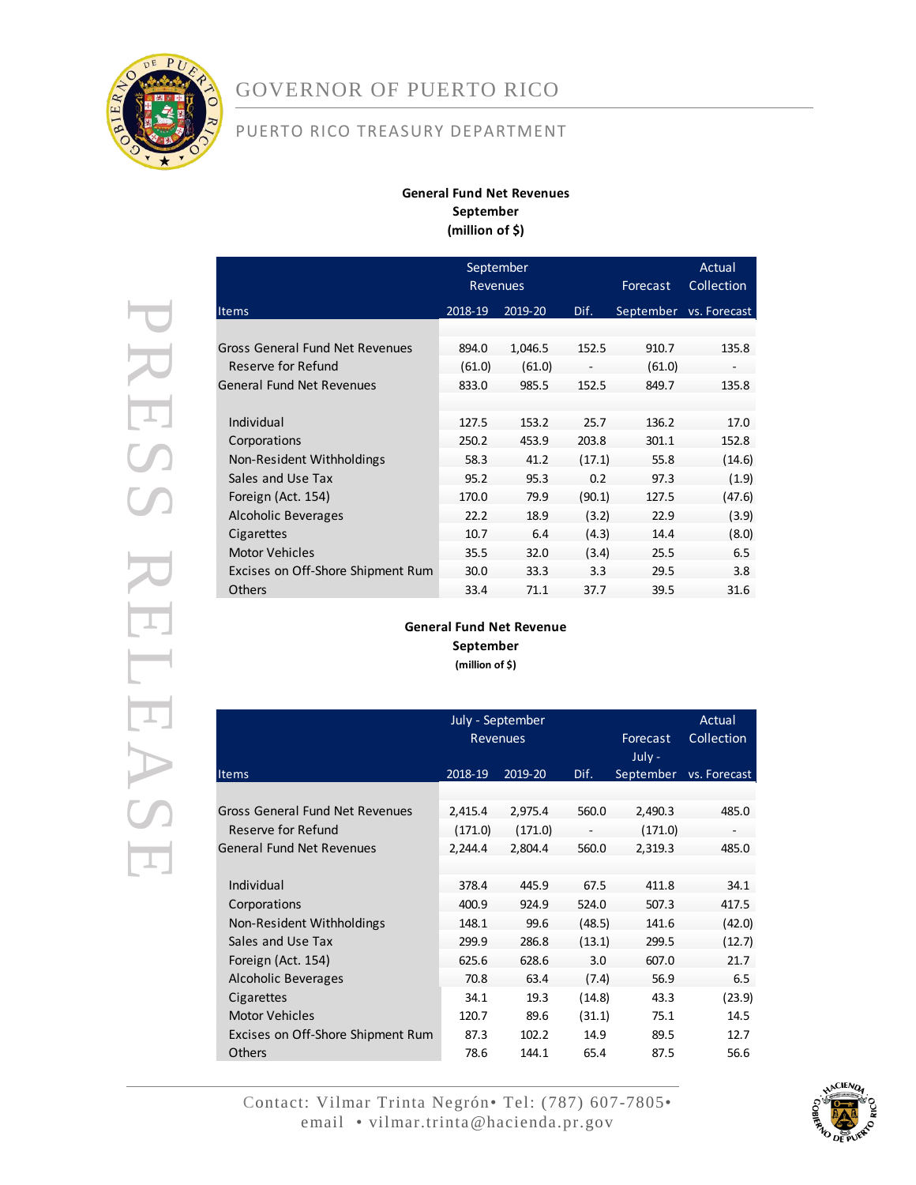GOVERNOR OF PUERTO RICO

PUERTO RICO TREASURY DEPARTMENT

PRESS RELEASE

**General Fund Net Revenues**
**September**
**(million of $)**

| Items | September Revenues 2018-19 | 2019-20 | Dif. | Forecast September | Actual Collection vs. Forecast |
|---|---|---|---|---|---|
| Gross General Fund Net Revenues | 894.0 | 1,046.5 | 152.5 | 910.7 | 135.8 |
| Reserve for Refund | (61.0) | (61.0) | - | (61.0) | - |
| General Fund Net Revenues | 833.0 | 985.5 | 152.5 | 849.7 | 135.8 |
| | | | | | |
| Individual | 127.5 | 153.2 | 25.7 | 136.2 | 17.0 |
| Corporations | 250.2 | 453.9 | 203.8 | 301.1 | 152.8 |
| Non-Resident Withholdings | 58.3 | 41.2 | (17.1) | 55.8 | (14.6) |
| Sales and Use Tax | 95.2 | 95.3 | 0.2 | 97.3 | (1.9) |
| Foreign (Act. 154) | 170.0 | 79.9 | (90.1) | 127.5 | (47.6) |
| Alcoholic Beverages | 22.2 | 18.9 | (3.2) | 22.9 | (3.9) |
| Cigarettes | 10.7 | 6.4 | (4.3) | 14.4 | (8.0) |
| Motor Vehicles | 35.5 | 32.0 | (3.4) | 25.5 | 6.5 |
| Excises on Off-Shore Shipment Rum | 30.0 | 33.3 | 3.3 | 29.5 | 3.8 |
| Others | 33.4 | 71.1 | 37.7 | 39.5 | 31.6 |

**General Fund Net Revenue**
**September**
**(million of $)**

| Items | July - September Revenues 2018-19 | 2019-20 | Dif. | Forecast July - September | Actual Collection vs. Forecast |
|---|---|---|---|---|---|
| Gross General Fund Net Revenues | 2,415.4 | 2,975.4 | 560.0 | 2,490.3 | 485.0 |
| Reserve for Refund | (171.0) | (171.0) | - | (171.0) | - |
| General Fund Net Revenues | 2,244.4 | 2,804.4 | 560.0 | 2,319.3 | 485.0 |
| | | | | | |
| Individual | 378.4 | 445.9 | 67.5 | 411.8 | 34.1 |
| Corporations | 400.9 | 924.9 | 524.0 | 507.3 | 417.5 |
| Non-Resident Withholdings | 148.1 | 99.6 | (48.5) | 141.6 | (42.0) |
| Sales and Use Tax | 299.9 | 286.8 | (13.1) | 299.5 | (12.7) |
| Foreign (Act. 154) | 625.6 | 628.6 | 3.0 | 607.0 | 21.7 |
| Alcoholic Beverages | 70.8 | 63.4 | (7.4) | 56.9 | 6.5 |
| Cigarettes | 34.1 | 19.3 | (14.8) | 43.3 | (23.9) |
| Motor Vehicles | 120.7 | 89.6 | (31.1) | 75.1 | 14.5 |
| Excises on Off-Shore Shipment Rum | 87.3 | 102.2 | 14.9 | 89.5 | 12.7 |
| Others | 78.6 | 144.1 | 65.4 | 87.5 | 56.6 |

Contact: Vilmar Trinta Negrón• Tel: (787) 607-7805• email • vilmar.trinta@hacienda.pr.gov